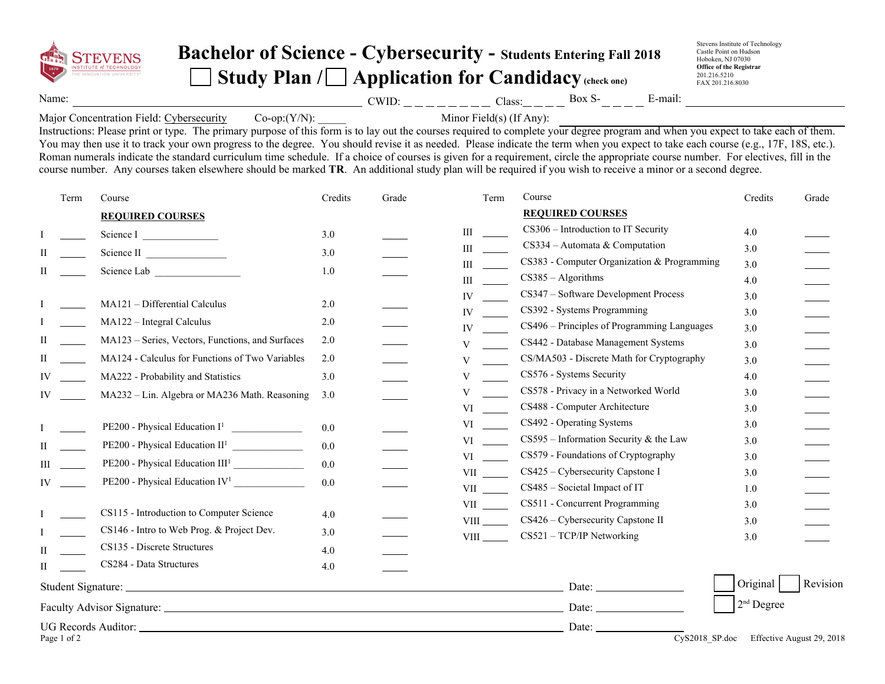# Bachelor of Science - Cybersecurity - Students Entering Fall 2018

## ☐ Study Plan / ☐ Application for Candidacy (check one)

Stevens Institute of Technology
Castle Point on Hudson
Hoboken, NJ 07030
**Office of the Registrar**
201.216.5210
FAX 201.216.8030

Name: ____________________ CWID: _ _ _ _ _ _ _ _ Class:_ _ _ _ Box S-_ _ _ _ E-mail: ____________________

Major Concentration Field: Cybersecurity Co-op:(Y/N): _____ Minor Field(s) (If Any): ____________________

Instructions: Please print or type. The primary purpose of this form is to lay out the courses required to complete your degree program and when you expect to take each of them. You may then use it to track your own progress to the degree. You should revise it as needed. Please indicate the term when you expect to take each course (e.g., 17F, 18S, etc.). Roman numerals indicate the standard curriculum time schedule. If a choice of courses is given for a requirement, circle the appropriate course number. For electives, fill in the course number. Any courses taken elsewhere should be marked **TR**. An additional study plan will be required if you wish to receive a minor or a second degree.

| | Term | Course | Credits | Grade |
|---|---|---|---|---|
| | | **REQUIRED COURSES** | | |
| I | _____ | Science I _______________ | 3.0 | _____ |
| II | _____ | Science II _______________ | 3.0 | _____ |
| II | _____ | Science Lab _______________ | 1.0 | _____ |
| I | _____ | MA121 – Differential Calculus | 2.0 | _____ |
| I | _____ | MA122 – Integral Calculus | 2.0 | _____ |
| II | _____ | MA123 – Series, Vectors, Functions, and Surfaces | 2.0 | _____ |
| II | _____ | MA124 - Calculus for Functions of Two Variables | 2.0 | _____ |
| IV | _____ | MA222 - Probability and Statistics | 3.0 | _____ |
| IV | _____ | MA232 – Lin. Algebra or MA236 Math. Reasoning | 3.0 | _____ |
| I | _____ | PE200 - Physical Education I[1] _______________ | 0.0 | _____ |
| II | _____ | PE200 - Physical Education II[1] _______________ | 0.0 | _____ |
| III | _____ | PE200 - Physical Education III[1] _______________ | 0.0 | _____ |
| IV | _____ | PE200 - Physical Education IV[1] _______________ | 0.0 | _____ |
| I | _____ | CS115 - Introduction to Computer Science | 4.0 | _____ |
| I | _____ | CS146 - Intro to Web Prog. & Project Dev. | 3.0 | _____ |
| II | _____ | CS135 - Discrete Structures | 4.0 | _____ |
| II | _____ | CS284 - Data Structures | 4.0 | _____ |

| | Term | Course | Credits | Grade |
|---|---|---|---|---|
| | | **REQUIRED COURSES** | | |
| III | _____ | CS306 – Introduction to IT Security | 4.0 | _____ |
| III | _____ | CS334 – Automata & Computation | 3.0 | _____ |
| III | _____ | CS383 - Computer Organization & Programming | 3.0 | _____ |
| III | _____ | CS385 – Algorithms | 4.0 | _____ |
| IV | _____ | CS347 – Software Development Process | 3.0 | _____ |
| IV | _____ | CS392 - Systems Programming | 3.0 | _____ |
| IV | _____ | CS496 – Principles of Programming Languages | 3.0 | _____ |
| V | _____ | CS442 - Database Management Systems | 3.0 | _____ |
| V | _____ | CS/MA503 - Discrete Math for Cryptography | 3.0 | _____ |
| V | _____ | CS576 - Systems Security | 4.0 | _____ |
| V | _____ | CS578 - Privacy in a Networked World | 3.0 | _____ |
| VI | _____ | CS488 - Computer Architecture | 3.0 | _____ |
| VI | _____ | CS492 - Operating Systems | 3.0 | _____ |
| VI | _____ | CS595 – Information Security & the Law | 3.0 | _____ |
| VI | _____ | CS579 - Foundations of Cryptography | 3.0 | _____ |
| VII | _____ | CS425 – Cybersecurity Capstone I | 3.0 | _____ |
| VII | _____ | CS485 – Societal Impact of IT | 1.0 | _____ |
| VII | _____ | CS511 - Concurrent Programming | 3.0 | _____ |
| VIII | _____ | CS426 – Cybersecurity Capstone II | 3.0 | _____ |
| VIII | _____ | CS521 – TCP/IP Networking | 3.0 | _____ |

Student Signature: ____________________ Date: ____________

Faculty Advisor Signature: ____________________ Date: ____________

UG Records Auditor: ____________________ Date: ____________

☐ Original ☐ Revision

☐ 2nd Degree

CyS2018_SP.doc Effective August 29, 2018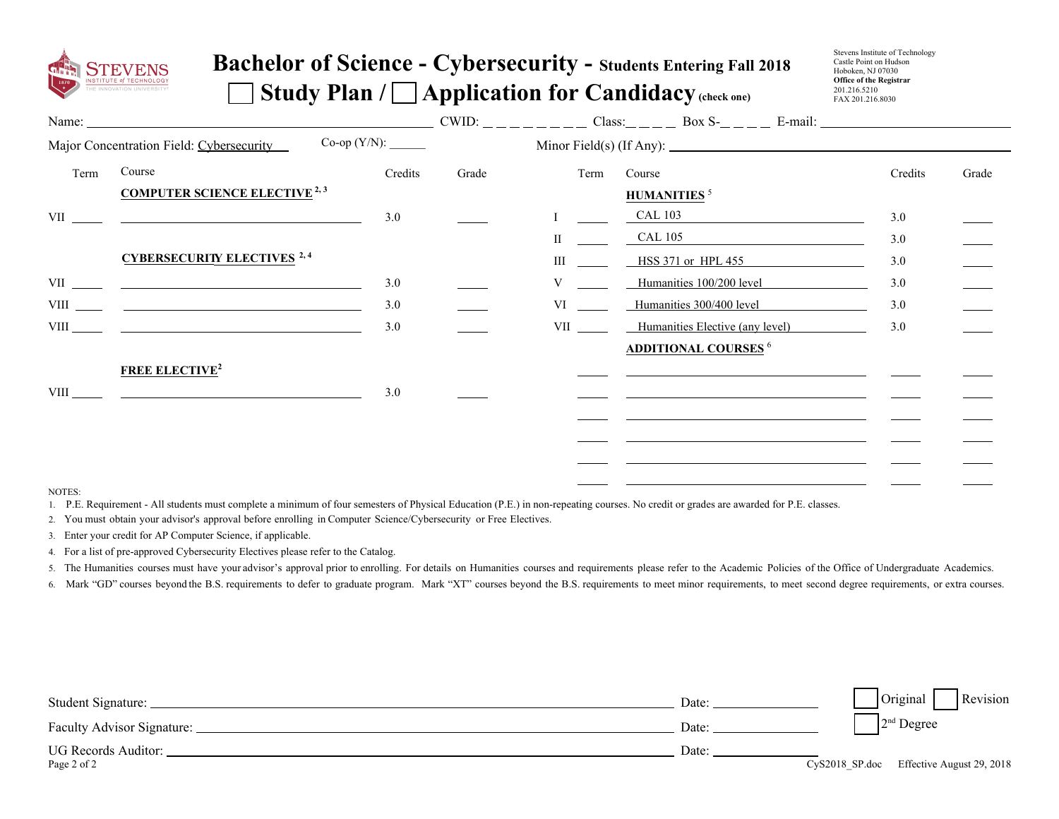# Bachelor of Science - Cybersecurity - Students Entering Fall 2018

☐ Study Plan / ☐ Application for Candidacy (check one)

Stevens Institute of Technology
Castle Point on Hudson
Hoboken, NJ 07030
**Office of the Registrar**
201.216.5210
FAX 201.216.8030

Name: ____________________ CWID: _ _ _ _ _ _ _ _ Class:_ _ _ _ Box S-_ _ _ _ E-mail: ____________

Major Concentration Field: Cybersecurity Co-op (Y/N): ______ Minor Field(s) (If Any): ____________

| Term | Course | Credits | Grade |
|---|---|---|---|
| | **COMPUTER SCIENCE ELECTIVE [2, 3]** | | |
| VII | | 3.0 | |
| | **CYBERSECURITY ELECTIVES [2, 4]** | | |
| VII | | 3.0 | |
| VIII | | 3.0 | |
| VIII | | 3.0 | |
| | **FREE ELECTIVE[2]** | | |
| VIII | | 3.0 | |

| Term | Course | Credits | Grade |
|---|---|---|---|
| | **HUMANITIES [5]** | | |
| I | CAL 103 | 3.0 | |
| II | CAL 105 | 3.0 | |
| III | HSS 371 or HPL 455 | 3.0 | |
| V | Humanities 100/200 level | 3.0 | |
| VI | Humanities 300/400 level | 3.0 | |
| VII | Humanities Elective (any level) | 3.0 | |
| | **ADDITIONAL COURSES [6]** | | |
| | | | |
| | | | |
| | | | |
| | | | |
| | | | |
| | | | |

NOTES:

1. P.E. Requirement - All students must complete a minimum of four semesters of Physical Education (P.E.) in non-repeating courses. No credit or grades are awarded for P.E. classes.
2. You must obtain your advisor's approval before enrolling in Computer Science/Cybersecurity or Free Electives.
3. Enter your credit for AP Computer Science, if applicable.
4. For a list of pre-approved Cybersecurity Electives please refer to the Catalog.
5. The Humanities courses must have your advisor's approval prior to enrolling. For details on Humanities courses and requirements please refer to the Academic Policies of the Office of Undergraduate Academics.
6. Mark "GD" courses beyond the B.S. requirements to defer to graduate program. Mark "XT" courses beyond the B.S. requirements to meet minor requirements, to meet second degree requirements, or extra courses.

Student Signature: ____________________ Date: ____________

Faculty Advisor Signature: ____________________ Date: ____________

UG Records Auditor: ____________________ Date: ____________

☐ Original ☐ Revision

☐ 2nd Degree

CyS2018_SP.doc Effective August 29, 2018